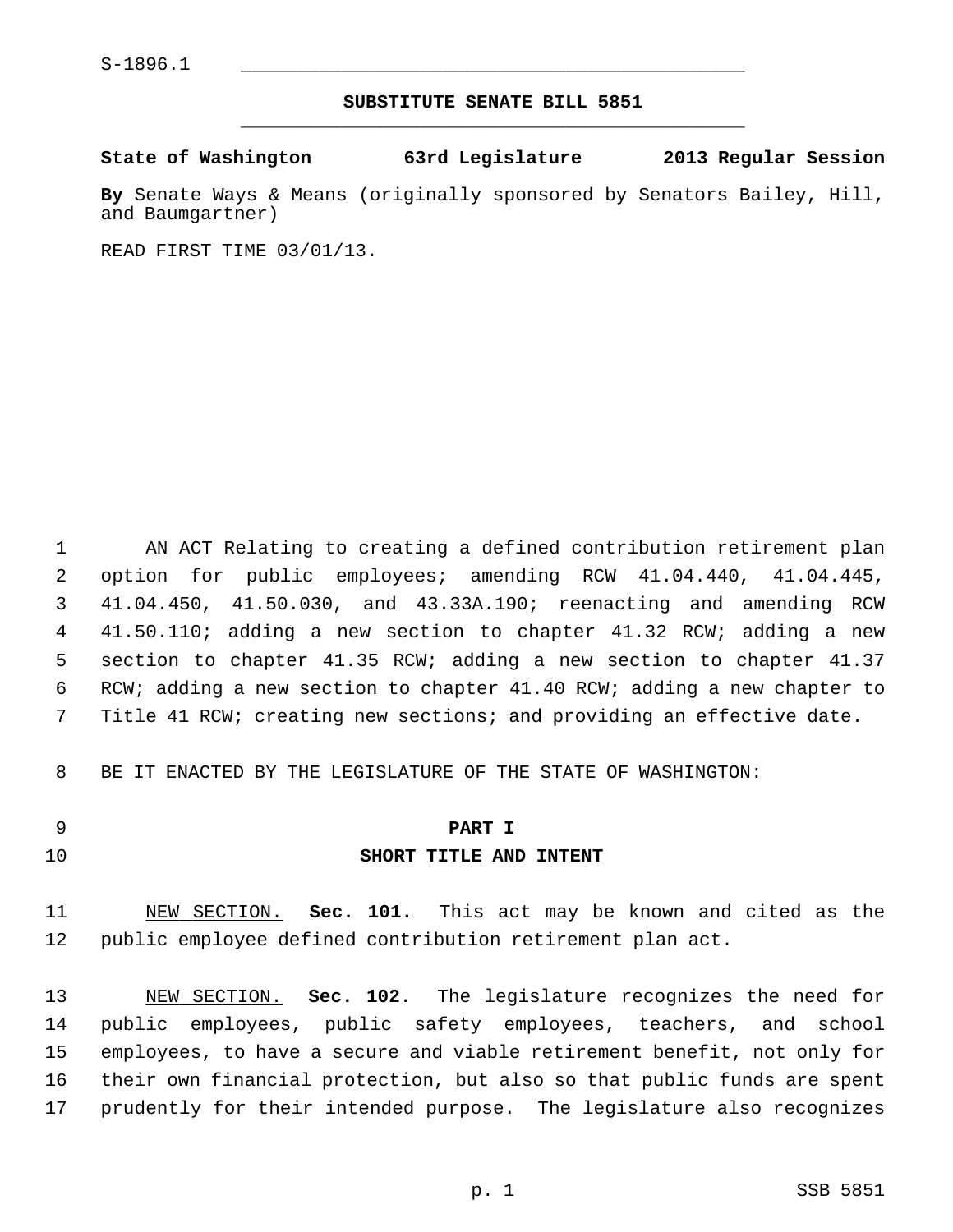S-1896.1

**SUBSTITUTE SENATE BILL 5851**

**State of Washington 63rd Legislature 2013 Regular Session**

**By** Senate Ways & Means (originally sponsored by Senators Bailey, Hill, and Baumgartner)

READ FIRST TIME 03/01/13.

AN ACT Relating to creating a defined contribution retirement plan option for public employees; amending RCW 41.04.440, 41.04.445, 41.04.450, 41.50.030, and 43.33A.190; reenacting and amending RCW 41.50.110; adding a new section to chapter 41.32 RCW; adding a new section to chapter 41.35 RCW; adding a new section to chapter 41.37 RCW; adding a new section to chapter 41.40 RCW; adding a new chapter to Title 41 RCW; creating new sections; and providing an effective date.

BE IT ENACTED BY THE LEGISLATURE OF THE STATE OF WASHINGTON:

## PART I
## SHORT TITLE AND INTENT

NEW SECTION. **Sec. 101.** This act may be known and cited as the public employee defined contribution retirement plan act.

NEW SECTION. **Sec. 102.** The legislature recognizes the need for public employees, public safety employees, teachers, and school employees, to have a secure and viable retirement benefit, not only for their own financial protection, but also so that public funds are spent prudently for their intended purpose. The legislature also recognizes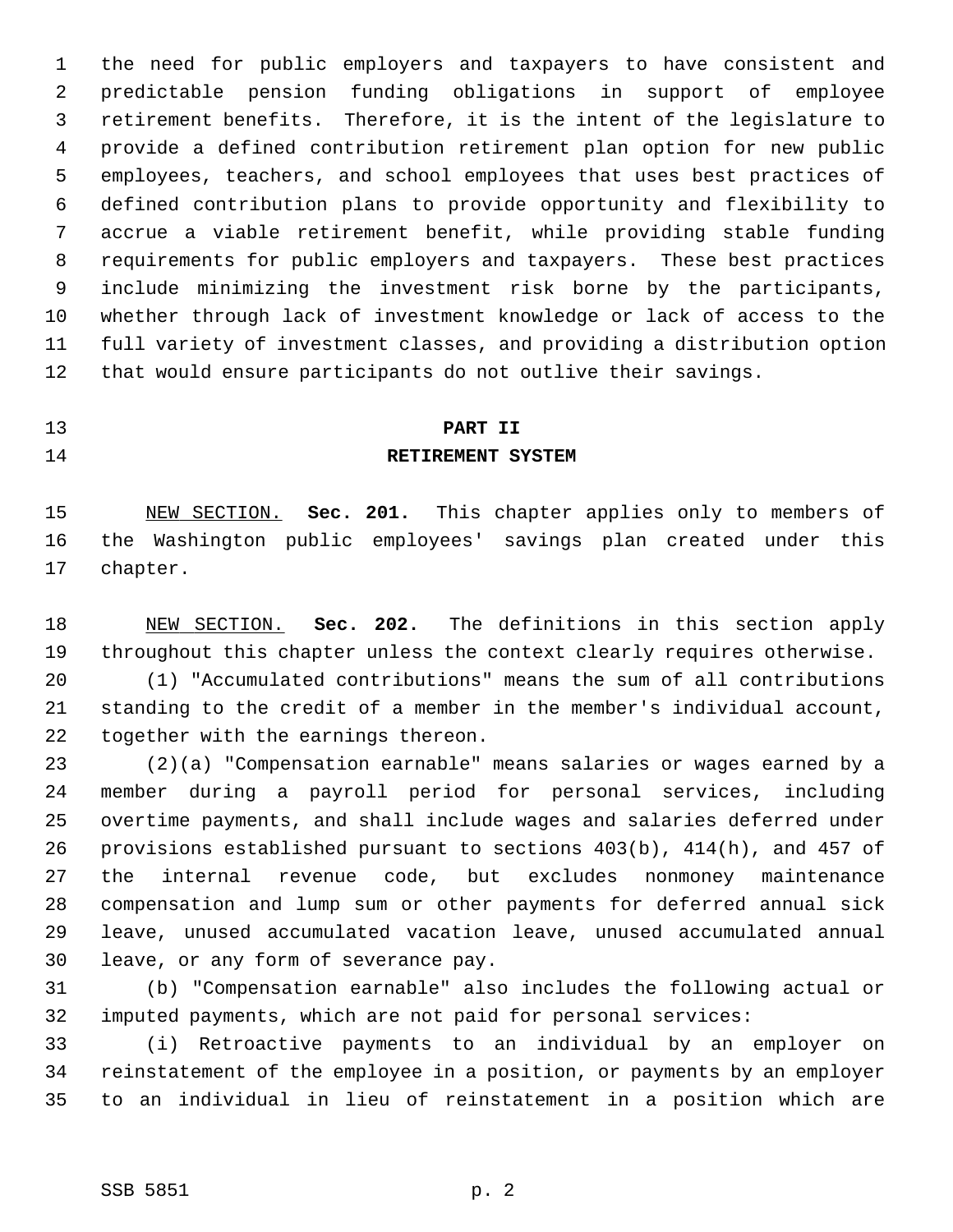the need for public employers and taxpayers to have consistent and predictable pension funding obligations in support of employee retirement benefits. Therefore, it is the intent of the legislature to provide a defined contribution retirement plan option for new public employees, teachers, and school employees that uses best practices of defined contribution plans to provide opportunity and flexibility to accrue a viable retirement benefit, while providing stable funding requirements for public employers and taxpayers. These best practices include minimizing the investment risk borne by the participants, whether through lack of investment knowledge or lack of access to the full variety of investment classes, and providing a distribution option that would ensure participants do not outlive their savings.

## PART II
## RETIREMENT SYSTEM

NEW SECTION. **Sec. 201.** This chapter applies only to members of the Washington public employees' savings plan created under this chapter.

NEW SECTION. **Sec. 202.** The definitions in this section apply throughout this chapter unless the context clearly requires otherwise.

(1) "Accumulated contributions" means the sum of all contributions standing to the credit of a member in the member's individual account, together with the earnings thereon.

(2)(a) "Compensation earnable" means salaries or wages earned by a member during a payroll period for personal services, including overtime payments, and shall include wages and salaries deferred under provisions established pursuant to sections 403(b), 414(h), and 457 of the internal revenue code, but excludes nonmoney maintenance compensation and lump sum or other payments for deferred annual sick leave, unused accumulated vacation leave, unused accumulated annual leave, or any form of severance pay.

(b) "Compensation earnable" also includes the following actual or imputed payments, which are not paid for personal services:

(i) Retroactive payments to an individual by an employer on reinstatement of the employee in a position, or payments by an employer to an individual in lieu of reinstatement in a position which are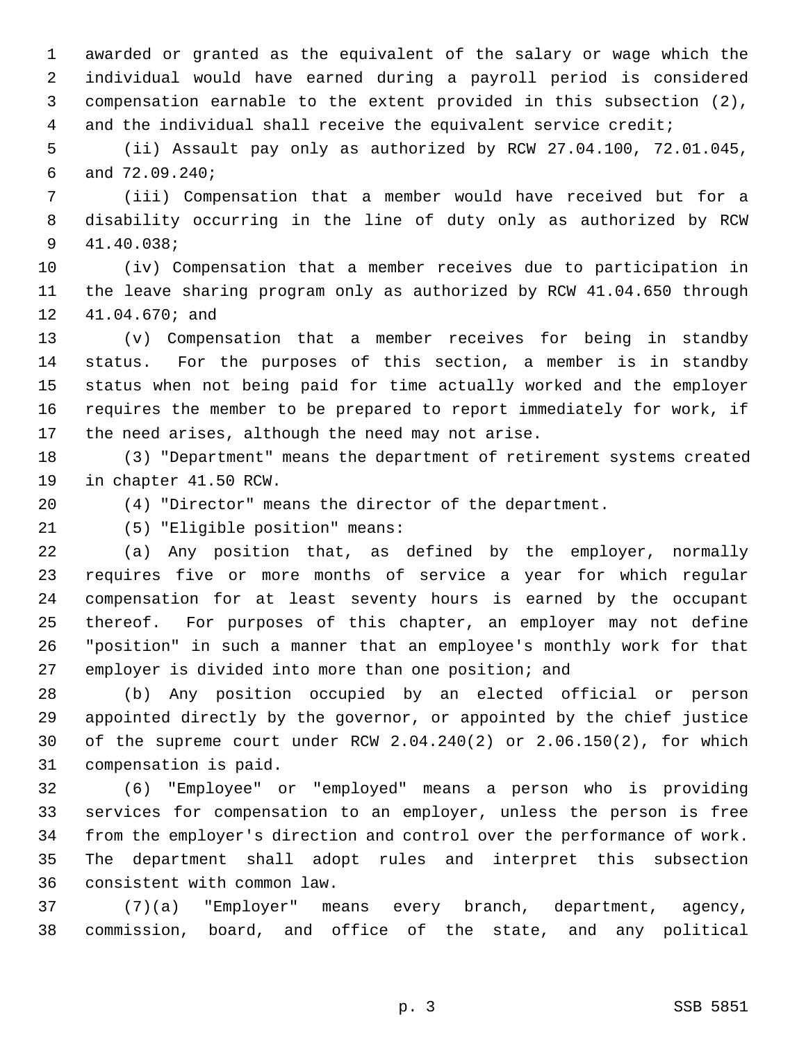awarded or granted as the equivalent of the salary or wage which the individual would have earned during a payroll period is considered compensation earnable to the extent provided in this subsection (2), and the individual shall receive the equivalent service credit;

(ii) Assault pay only as authorized by RCW 27.04.100, 72.01.045, and 72.09.240;

(iii) Compensation that a member would have received but for a disability occurring in the line of duty only as authorized by RCW 41.40.038;

(iv) Compensation that a member receives due to participation in the leave sharing program only as authorized by RCW 41.04.650 through 41.04.670; and

(v) Compensation that a member receives for being in standby status. For the purposes of this section, a member is in standby status when not being paid for time actually worked and the employer requires the member to be prepared to report immediately for work, if the need arises, although the need may not arise.

(3) "Department" means the department of retirement systems created in chapter 41.50 RCW.

(4) "Director" means the director of the department.

(5) "Eligible position" means:

(a) Any position that, as defined by the employer, normally requires five or more months of service a year for which regular compensation for at least seventy hours is earned by the occupant thereof. For purposes of this chapter, an employer may not define "position" in such a manner that an employee's monthly work for that employer is divided into more than one position; and

(b) Any position occupied by an elected official or person appointed directly by the governor, or appointed by the chief justice of the supreme court under RCW 2.04.240(2) or 2.06.150(2), for which compensation is paid.

(6) "Employee" or "employed" means a person who is providing services for compensation to an employer, unless the person is free from the employer's direction and control over the performance of work. The department shall adopt rules and interpret this subsection consistent with common law.

(7)(a) "Employer" means every branch, department, agency, commission, board, and office of the state, and any political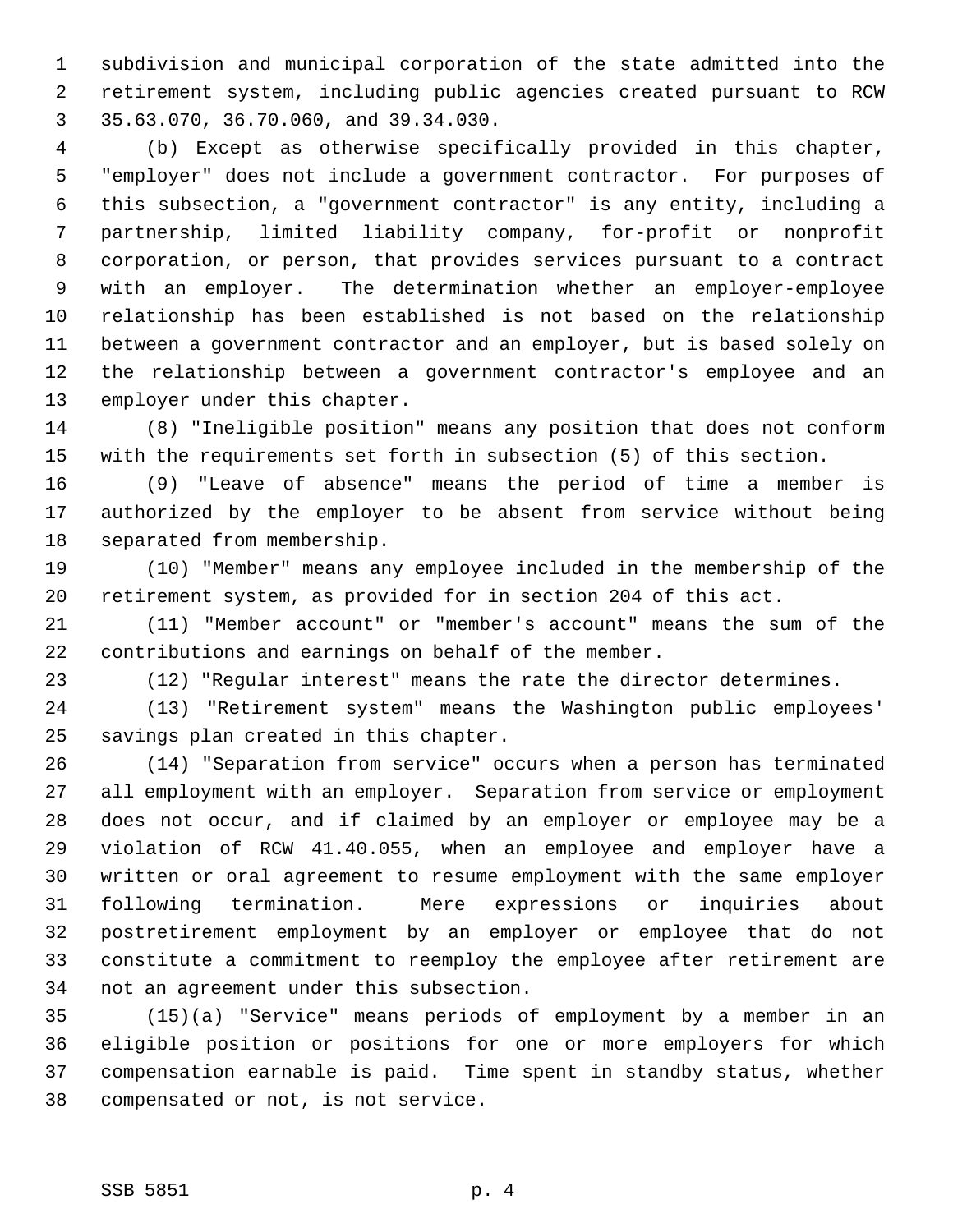subdivision and municipal corporation of the state admitted into the retirement system, including public agencies created pursuant to RCW 35.63.070, 36.70.060, and 39.34.030.

(b) Except as otherwise specifically provided in this chapter, "employer" does not include a government contractor. For purposes of this subsection, a "government contractor" is any entity, including a partnership, limited liability company, for-profit or nonprofit corporation, or person, that provides services pursuant to a contract with an employer. The determination whether an employer-employee relationship has been established is not based on the relationship between a government contractor and an employer, but is based solely on the relationship between a government contractor's employee and an employer under this chapter.

(8) "Ineligible position" means any position that does not conform with the requirements set forth in subsection (5) of this section.

(9) "Leave of absence" means the period of time a member is authorized by the employer to be absent from service without being separated from membership.

(10) "Member" means any employee included in the membership of the retirement system, as provided for in section 204 of this act.

(11) "Member account" or "member's account" means the sum of the contributions and earnings on behalf of the member.

(12) "Regular interest" means the rate the director determines.

(13) "Retirement system" means the Washington public employees' savings plan created in this chapter.

(14) "Separation from service" occurs when a person has terminated all employment with an employer. Separation from service or employment does not occur, and if claimed by an employer or employee may be a violation of RCW 41.40.055, when an employee and employer have a written or oral agreement to resume employment with the same employer following termination. Mere expressions or inquiries about postretirement employment by an employer or employee that do not constitute a commitment to reemploy the employee after retirement are not an agreement under this subsection.

(15)(a) "Service" means periods of employment by a member in an eligible position or positions for one or more employers for which compensation earnable is paid. Time spent in standby status, whether compensated or not, is not service.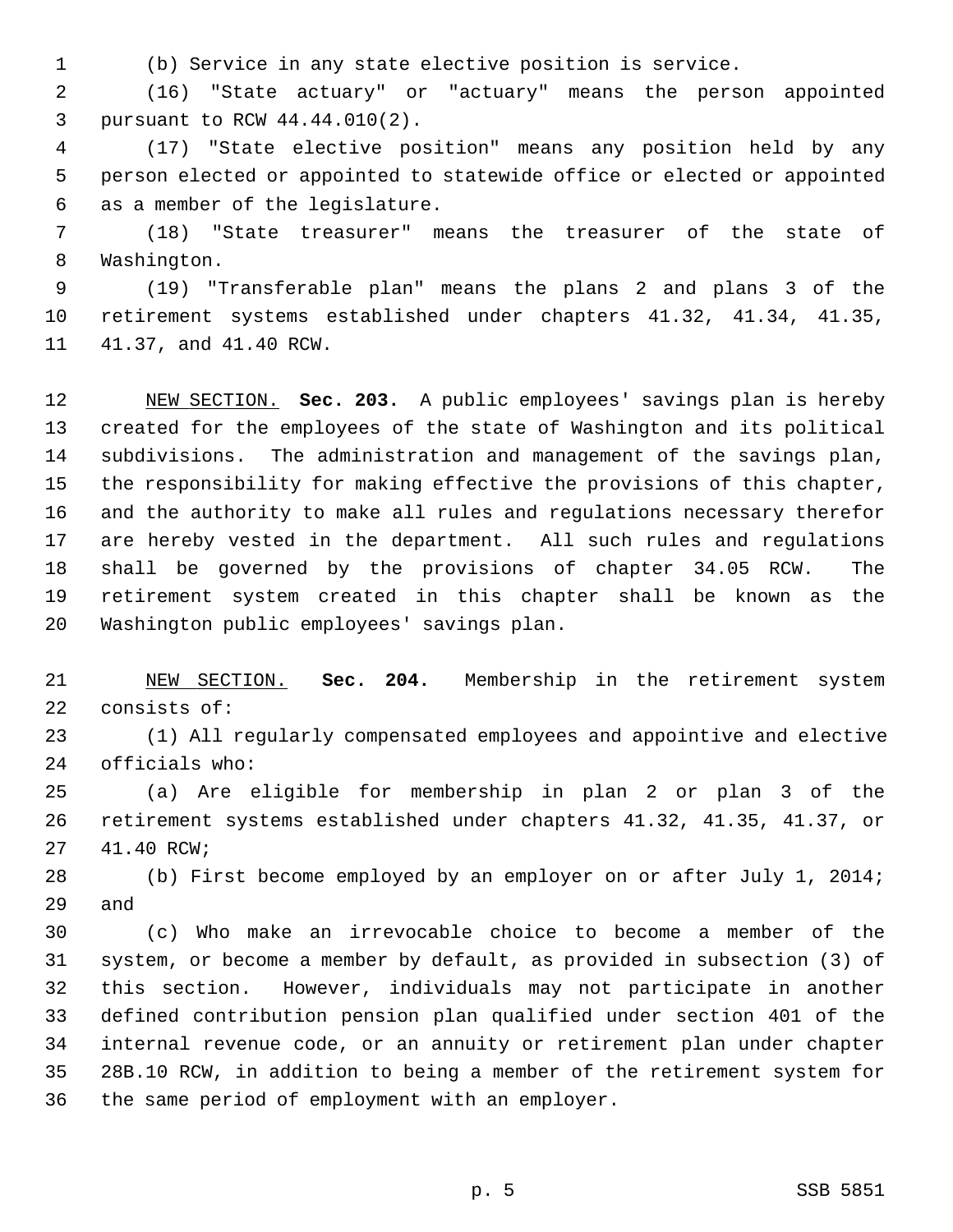(b) Service in any state elective position is service.

(16) "State actuary" or "actuary" means the person appointed pursuant to RCW 44.44.010(2).

(17) "State elective position" means any position held by any person elected or appointed to statewide office or elected or appointed as a member of the legislature.

(18) "State treasurer" means the treasurer of the state of Washington.

(19) "Transferable plan" means the plans 2 and plans 3 of the retirement systems established under chapters 41.32, 41.34, 41.35, 41.37, and 41.40 RCW.

NEW SECTION. **Sec. 203.** A public employees' savings plan is hereby created for the employees of the state of Washington and its political subdivisions. The administration and management of the savings plan, the responsibility for making effective the provisions of this chapter, and the authority to make all rules and regulations necessary therefor are hereby vested in the department. All such rules and regulations shall be governed by the provisions of chapter 34.05 RCW. The retirement system created in this chapter shall be known as the Washington public employees' savings plan.

NEW SECTION. **Sec. 204.** Membership in the retirement system consists of:

(1) All regularly compensated employees and appointive and elective officials who:

(a) Are eligible for membership in plan 2 or plan 3 of the retirement systems established under chapters 41.32, 41.35, 41.37, or 41.40 RCW;

(b) First become employed by an employer on or after July 1, 2014; and

(c) Who make an irrevocable choice to become a member of the system, or become a member by default, as provided in subsection (3) of this section. However, individuals may not participate in another defined contribution pension plan qualified under section 401 of the internal revenue code, or an annuity or retirement plan under chapter 28B.10 RCW, in addition to being a member of the retirement system for the same period of employment with an employer.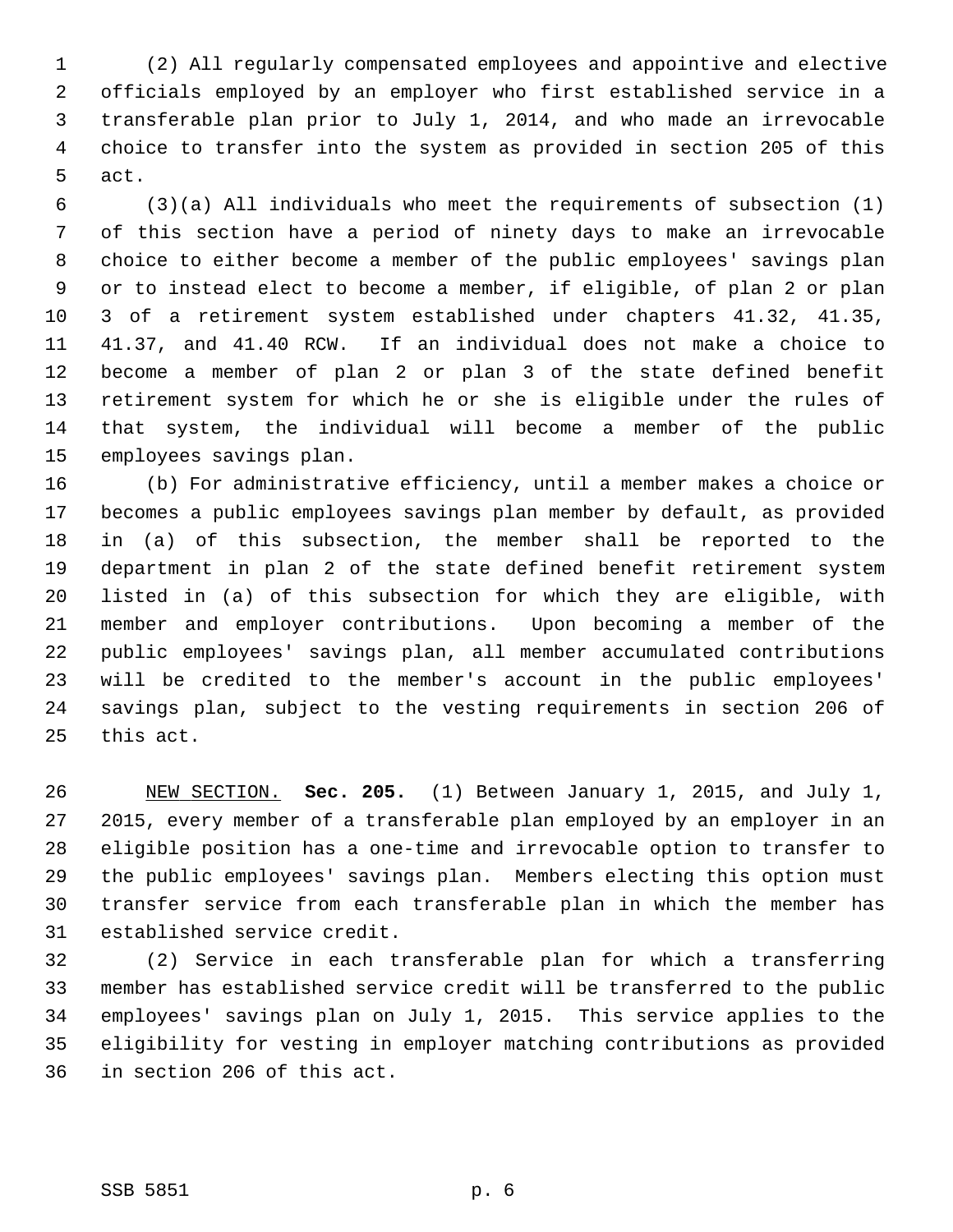(2) All regularly compensated employees and appointive and elective officials employed by an employer who first established service in a transferable plan prior to July 1, 2014, and who made an irrevocable choice to transfer into the system as provided in section 205 of this act.

(3)(a) All individuals who meet the requirements of subsection (1) of this section have a period of ninety days to make an irrevocable choice to either become a member of the public employees' savings plan or to instead elect to become a member, if eligible, of plan 2 or plan 3 of a retirement system established under chapters 41.32, 41.35, 41.37, and 41.40 RCW. If an individual does not make a choice to become a member of plan 2 or plan 3 of the state defined benefit retirement system for which he or she is eligible under the rules of that system, the individual will become a member of the public employees savings plan.

(b) For administrative efficiency, until a member makes a choice or becomes a public employees savings plan member by default, as provided in (a) of this subsection, the member shall be reported to the department in plan 2 of the state defined benefit retirement system listed in (a) of this subsection for which they are eligible, with member and employer contributions. Upon becoming a member of the public employees' savings plan, all member accumulated contributions will be credited to the member's account in the public employees' savings plan, subject to the vesting requirements in section 206 of this act.

NEW SECTION. **Sec. 205.** (1) Between January 1, 2015, and July 1, 2015, every member of a transferable plan employed by an employer in an eligible position has a one-time and irrevocable option to transfer to the public employees' savings plan. Members electing this option must transfer service from each transferable plan in which the member has established service credit.

(2) Service in each transferable plan for which a transferring member has established service credit will be transferred to the public employees' savings plan on July 1, 2015. This service applies to the eligibility for vesting in employer matching contributions as provided in section 206 of this act.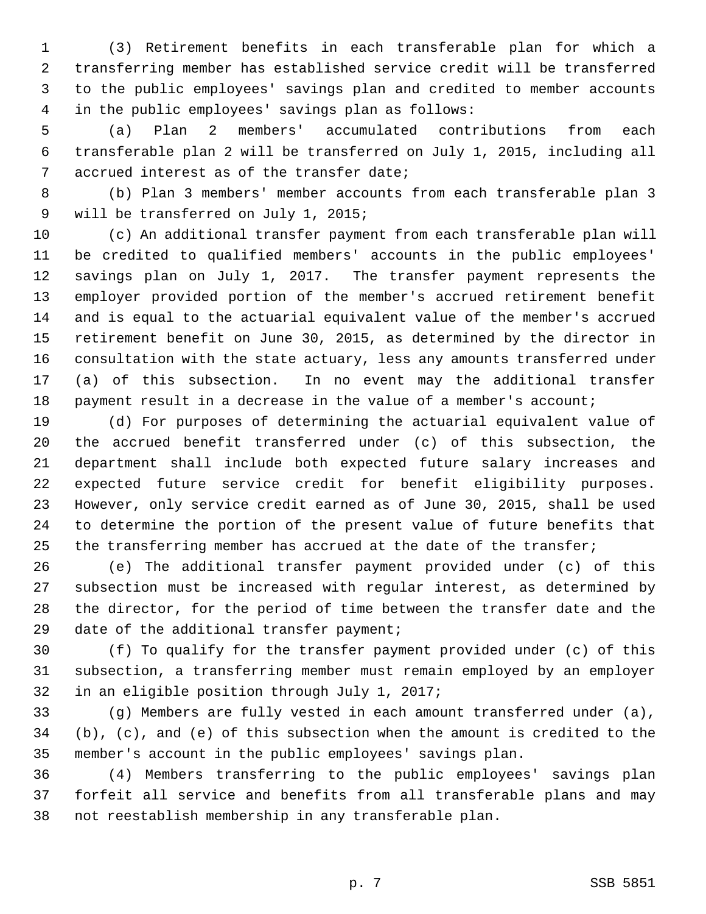(3) Retirement benefits in each transferable plan for which a transferring member has established service credit will be transferred to the public employees' savings plan and credited to member accounts in the public employees' savings plan as follows:

(a) Plan 2 members' accumulated contributions from each transferable plan 2 will be transferred on July 1, 2015, including all accrued interest as of the transfer date;

(b) Plan 3 members' member accounts from each transferable plan 3 will be transferred on July 1, 2015;

(c) An additional transfer payment from each transferable plan will be credited to qualified members' accounts in the public employees' savings plan on July 1, 2017. The transfer payment represents the employer provided portion of the member's accrued retirement benefit and is equal to the actuarial equivalent value of the member's accrued retirement benefit on June 30, 2015, as determined by the director in consultation with the state actuary, less any amounts transferred under (a) of this subsection. In no event may the additional transfer payment result in a decrease in the value of a member's account;

(d) For purposes of determining the actuarial equivalent value of the accrued benefit transferred under (c) of this subsection, the department shall include both expected future salary increases and expected future service credit for benefit eligibility purposes. However, only service credit earned as of June 30, 2015, shall be used to determine the portion of the present value of future benefits that the transferring member has accrued at the date of the transfer;

(e) The additional transfer payment provided under (c) of this subsection must be increased with regular interest, as determined by the director, for the period of time between the transfer date and the date of the additional transfer payment;

(f) To qualify for the transfer payment provided under (c) of this subsection, a transferring member must remain employed by an employer in an eligible position through July 1, 2017;

(g) Members are fully vested in each amount transferred under (a), (b), (c), and (e) of this subsection when the amount is credited to the member's account in the public employees' savings plan.

(4) Members transferring to the public employees' savings plan forfeit all service and benefits from all transferable plans and may not reestablish membership in any transferable plan.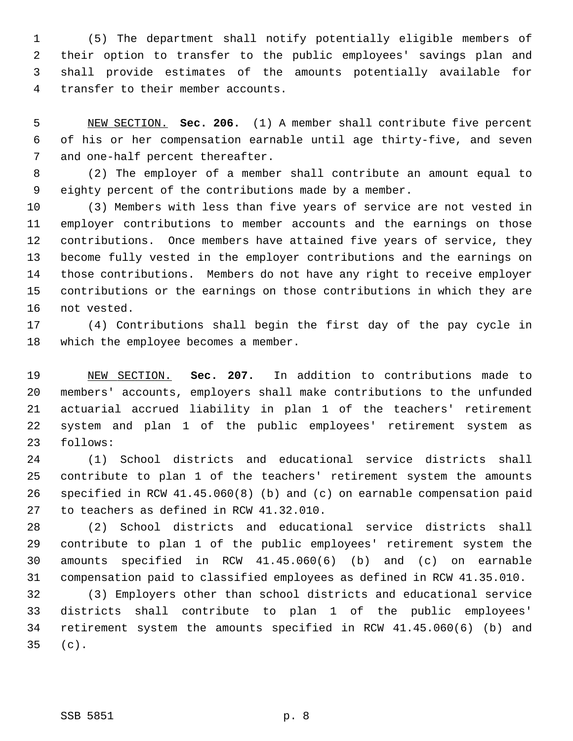(5) The department shall notify potentially eligible members of their option to transfer to the public employees' savings plan and shall provide estimates of the amounts potentially available for transfer to their member accounts.

NEW SECTION. **Sec. 206.** (1) A member shall contribute five percent of his or her compensation earnable until age thirty-five, and seven and one-half percent thereafter.

(2) The employer of a member shall contribute an amount equal to eighty percent of the contributions made by a member.

(3) Members with less than five years of service are not vested in employer contributions to member accounts and the earnings on those contributions. Once members have attained five years of service, they become fully vested in the employer contributions and the earnings on those contributions. Members do not have any right to receive employer contributions or the earnings on those contributions in which they are not vested.

(4) Contributions shall begin the first day of the pay cycle in which the employee becomes a member.

NEW SECTION. **Sec. 207.** In addition to contributions made to members' accounts, employers shall make contributions to the unfunded actuarial accrued liability in plan 1 of the teachers' retirement system and plan 1 of the public employees' retirement system as follows:

(1) School districts and educational service districts shall contribute to plan 1 of the teachers' retirement system the amounts specified in RCW 41.45.060(8) (b) and (c) on earnable compensation paid to teachers as defined in RCW 41.32.010.

(2) School districts and educational service districts shall contribute to plan 1 of the public employees' retirement system the amounts specified in RCW 41.45.060(6) (b) and (c) on earnable compensation paid to classified employees as defined in RCW 41.35.010.

(3) Employers other than school districts and educational service districts shall contribute to plan 1 of the public employees' retirement system the amounts specified in RCW 41.45.060(6) (b) and (c).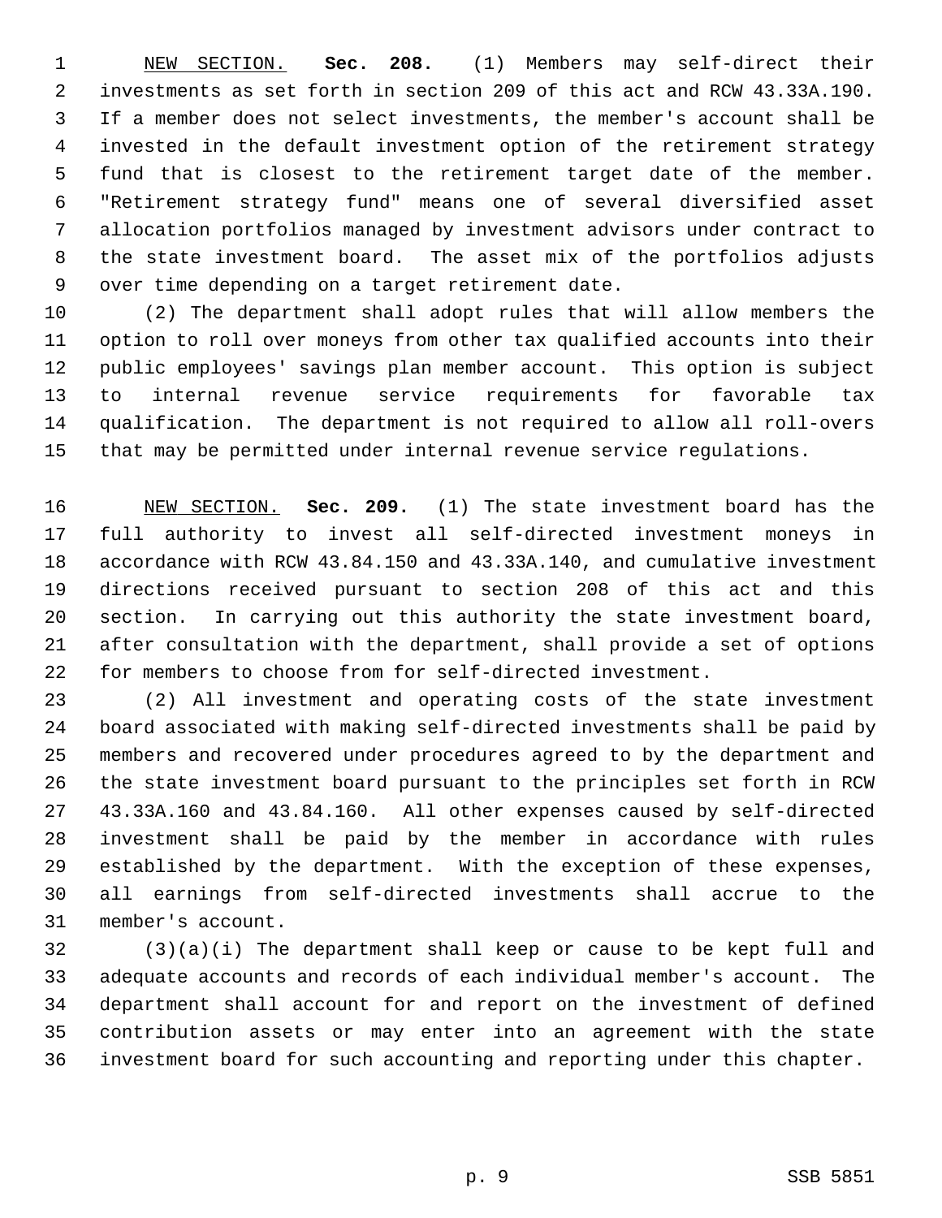NEW SECTION. **Sec. 208.** (1) Members may self-direct their investments as set forth in section 209 of this act and RCW 43.33A.190. If a member does not select investments, the member's account shall be invested in the default investment option of the retirement strategy fund that is closest to the retirement target date of the member. "Retirement strategy fund" means one of several diversified asset allocation portfolios managed by investment advisors under contract to the state investment board. The asset mix of the portfolios adjusts over time depending on a target retirement date.

(2) The department shall adopt rules that will allow members the option to roll over moneys from other tax qualified accounts into their public employees' savings plan member account. This option is subject to internal revenue service requirements for favorable tax qualification. The department is not required to allow all roll-overs that may be permitted under internal revenue service regulations.

NEW SECTION. **Sec. 209.** (1) The state investment board has the full authority to invest all self-directed investment moneys in accordance with RCW 43.84.150 and 43.33A.140, and cumulative investment directions received pursuant to section 208 of this act and this section. In carrying out this authority the state investment board, after consultation with the department, shall provide a set of options for members to choose from for self-directed investment.

(2) All investment and operating costs of the state investment board associated with making self-directed investments shall be paid by members and recovered under procedures agreed to by the department and the state investment board pursuant to the principles set forth in RCW 43.33A.160 and 43.84.160. All other expenses caused by self-directed investment shall be paid by the member in accordance with rules established by the department. With the exception of these expenses, all earnings from self-directed investments shall accrue to the member's account.

(3)(a)(i) The department shall keep or cause to be kept full and adequate accounts and records of each individual member's account. The department shall account for and report on the investment of defined contribution assets or may enter into an agreement with the state investment board for such accounting and reporting under this chapter.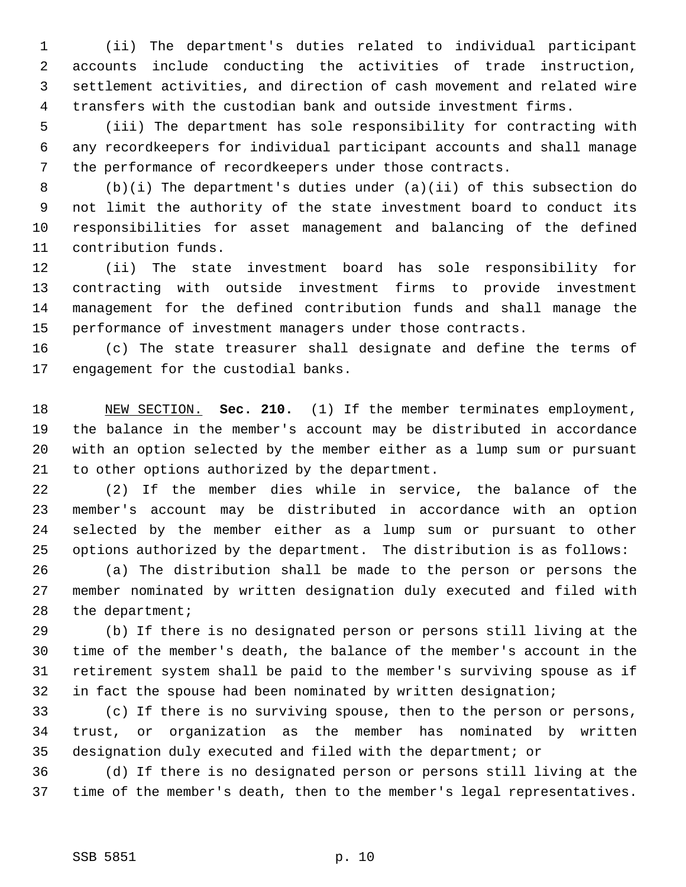(ii) The department's duties related to individual participant accounts include conducting the activities of trade instruction, settlement activities, and direction of cash movement and related wire transfers with the custodian bank and outside investment firms.

(iii) The department has sole responsibility for contracting with any recordkeepers for individual participant accounts and shall manage the performance of recordkeepers under those contracts.

(b)(i) The department's duties under (a)(ii) of this subsection do not limit the authority of the state investment board to conduct its responsibilities for asset management and balancing of the defined contribution funds.

(ii) The state investment board has sole responsibility for contracting with outside investment firms to provide investment management for the defined contribution funds and shall manage the performance of investment managers under those contracts.

(c) The state treasurer shall designate and define the terms of engagement for the custodial banks.

NEW SECTION. **Sec. 210.** (1) If the member terminates employment, the balance in the member's account may be distributed in accordance with an option selected by the member either as a lump sum or pursuant to other options authorized by the department.

(2) If the member dies while in service, the balance of the member's account may be distributed in accordance with an option selected by the member either as a lump sum or pursuant to other options authorized by the department. The distribution is as follows:

(a) The distribution shall be made to the person or persons the member nominated by written designation duly executed and filed with the department;

(b) If there is no designated person or persons still living at the time of the member's death, the balance of the member's account in the retirement system shall be paid to the member's surviving spouse as if in fact the spouse had been nominated by written designation;

(c) If there is no surviving spouse, then to the person or persons, trust, or organization as the member has nominated by written designation duly executed and filed with the department; or

(d) If there is no designated person or persons still living at the time of the member's death, then to the member's legal representatives.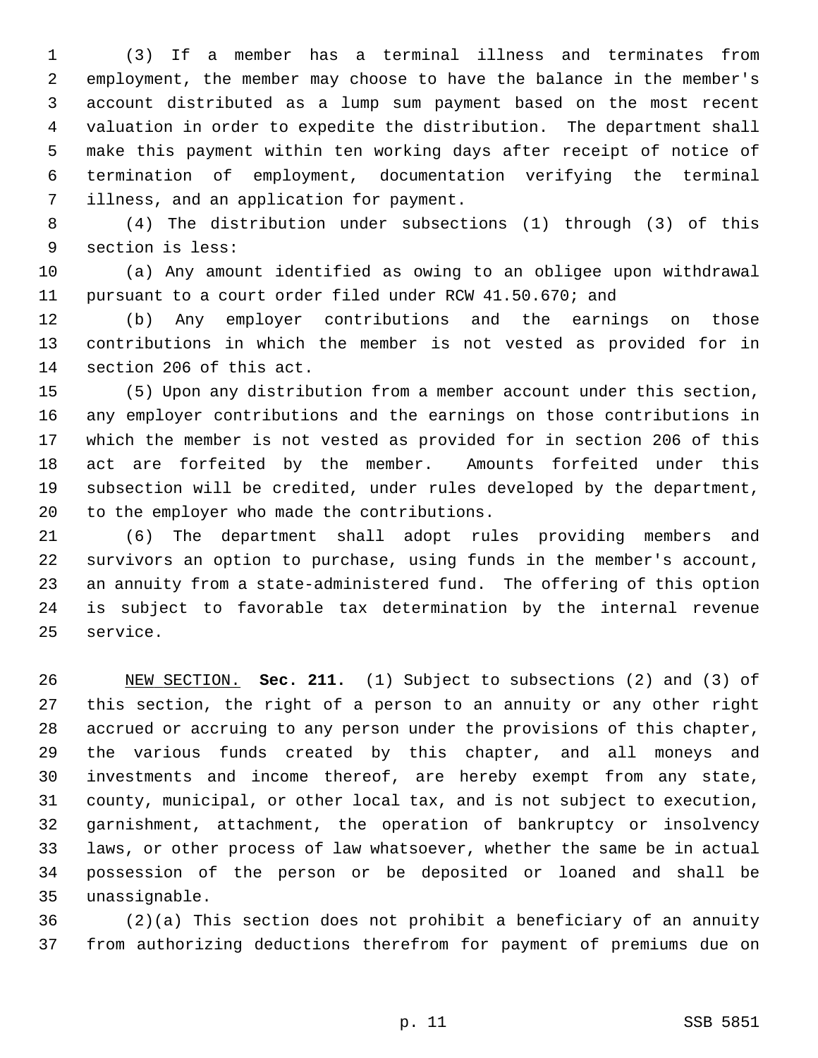(3) If a member has a terminal illness and terminates from employment, the member may choose to have the balance in the member's account distributed as a lump sum payment based on the most recent valuation in order to expedite the distribution. The department shall make this payment within ten working days after receipt of notice of termination of employment, documentation verifying the terminal illness, and an application for payment.

(4) The distribution under subsections (1) through (3) of this section is less:

(a) Any amount identified as owing to an obligee upon withdrawal pursuant to a court order filed under RCW 41.50.670; and

(b) Any employer contributions and the earnings on those contributions in which the member is not vested as provided for in section 206 of this act.

(5) Upon any distribution from a member account under this section, any employer contributions and the earnings on those contributions in which the member is not vested as provided for in section 206 of this act are forfeited by the member. Amounts forfeited under this subsection will be credited, under rules developed by the department, to the employer who made the contributions.

(6) The department shall adopt rules providing members and survivors an option to purchase, using funds in the member's account, an annuity from a state-administered fund. The offering of this option is subject to favorable tax determination by the internal revenue service.

NEW SECTION. **Sec. 211.** (1) Subject to subsections (2) and (3) of this section, the right of a person to an annuity or any other right accrued or accruing to any person under the provisions of this chapter, the various funds created by this chapter, and all moneys and investments and income thereof, are hereby exempt from any state, county, municipal, or other local tax, and is not subject to execution, garnishment, attachment, the operation of bankruptcy or insolvency laws, or other process of law whatsoever, whether the same be in actual possession of the person or be deposited or loaned and shall be unassignable.

(2)(a) This section does not prohibit a beneficiary of an annuity from authorizing deductions therefrom for payment of premiums due on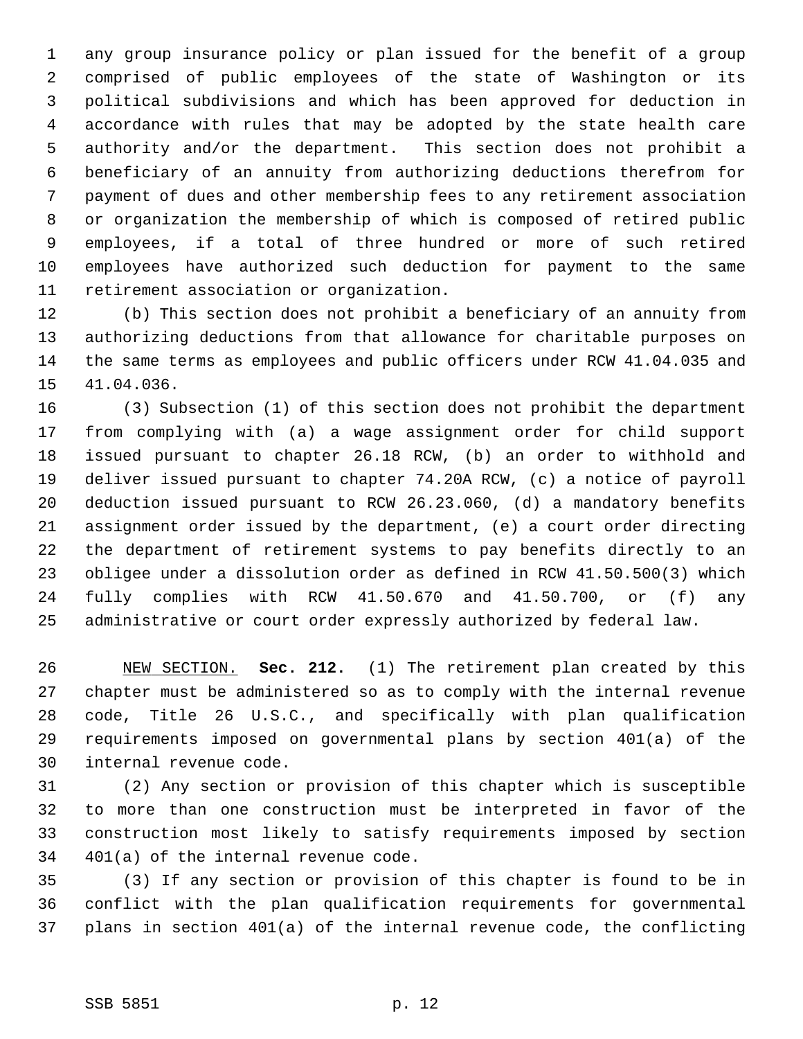any group insurance policy or plan issued for the benefit of a group comprised of public employees of the state of Washington or its political subdivisions and which has been approved for deduction in accordance with rules that may be adopted by the state health care authority and/or the department. This section does not prohibit a beneficiary of an annuity from authorizing deductions therefrom for payment of dues and other membership fees to any retirement association or organization the membership of which is composed of retired public employees, if a total of three hundred or more of such retired employees have authorized such deduction for payment to the same retirement association or organization.

(b) This section does not prohibit a beneficiary of an annuity from authorizing deductions from that allowance for charitable purposes on the same terms as employees and public officers under RCW 41.04.035 and 41.04.036.

(3) Subsection (1) of this section does not prohibit the department from complying with (a) a wage assignment order for child support issued pursuant to chapter 26.18 RCW, (b) an order to withhold and deliver issued pursuant to chapter 74.20A RCW, (c) a notice of payroll deduction issued pursuant to RCW 26.23.060, (d) a mandatory benefits assignment order issued by the department, (e) a court order directing the department of retirement systems to pay benefits directly to an obligee under a dissolution order as defined in RCW 41.50.500(3) which fully complies with RCW 41.50.670 and 41.50.700, or (f) any administrative or court order expressly authorized by federal law.

NEW SECTION. **Sec. 212.** (1) The retirement plan created by this chapter must be administered so as to comply with the internal revenue code, Title 26 U.S.C., and specifically with plan qualification requirements imposed on governmental plans by section 401(a) of the internal revenue code.

(2) Any section or provision of this chapter which is susceptible to more than one construction must be interpreted in favor of the construction most likely to satisfy requirements imposed by section 401(a) of the internal revenue code.

(3) If any section or provision of this chapter is found to be in conflict with the plan qualification requirements for governmental plans in section 401(a) of the internal revenue code, the conflicting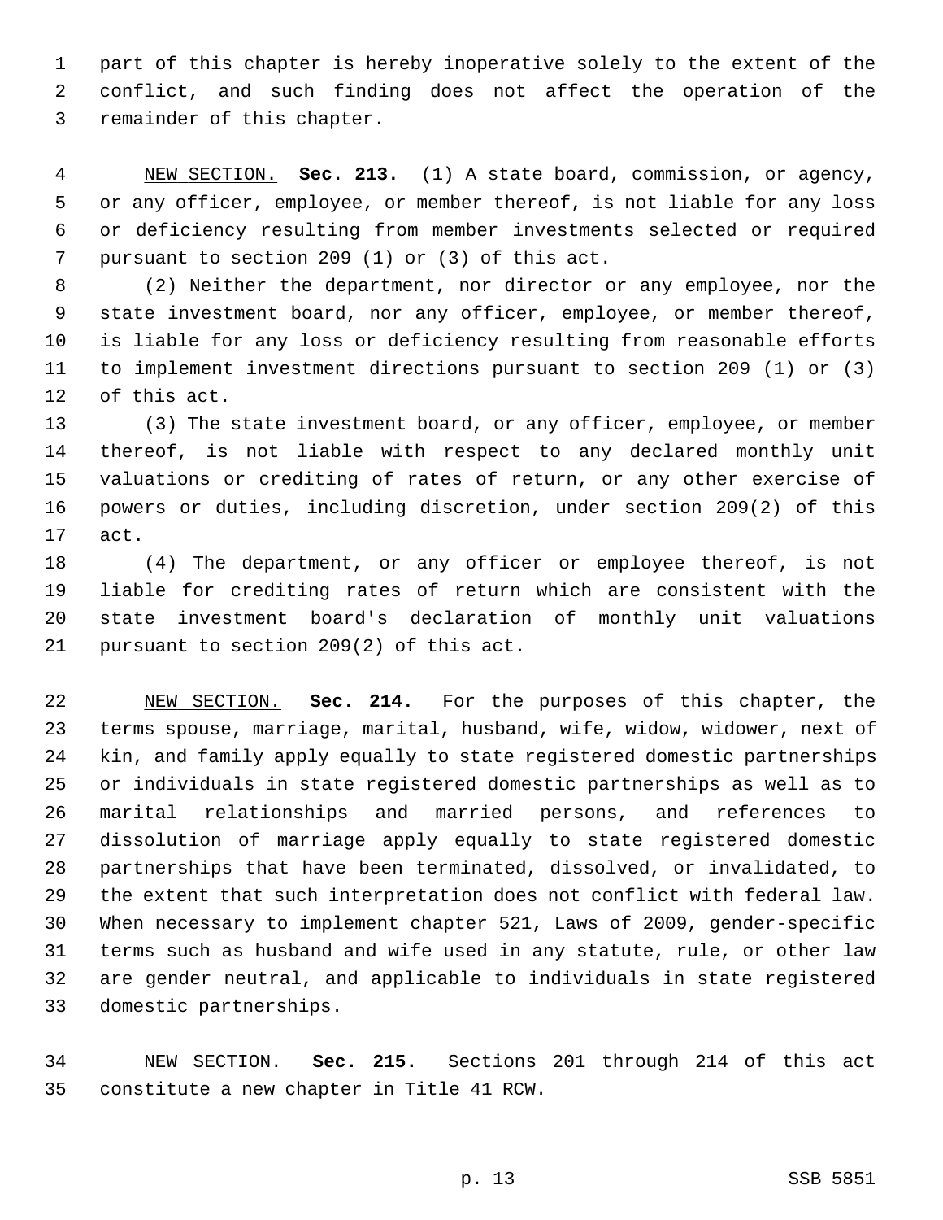part of this chapter is hereby inoperative solely to the extent of the conflict, and such finding does not affect the operation of the remainder of this chapter.

NEW SECTION. **Sec. 213.** (1) A state board, commission, or agency, or any officer, employee, or member thereof, is not liable for any loss or deficiency resulting from member investments selected or required pursuant to section 209 (1) or (3) of this act.

(2) Neither the department, nor director or any employee, nor the state investment board, nor any officer, employee, or member thereof, is liable for any loss or deficiency resulting from reasonable efforts to implement investment directions pursuant to section 209 (1) or (3) of this act.

(3) The state investment board, or any officer, employee, or member thereof, is not liable with respect to any declared monthly unit valuations or crediting of rates of return, or any other exercise of powers or duties, including discretion, under section 209(2) of this act.

(4) The department, or any officer or employee thereof, is not liable for crediting rates of return which are consistent with the state investment board's declaration of monthly unit valuations pursuant to section 209(2) of this act.

NEW SECTION. **Sec. 214.** For the purposes of this chapter, the terms spouse, marriage, marital, husband, wife, widow, widower, next of kin, and family apply equally to state registered domestic partnerships or individuals in state registered domestic partnerships as well as to marital relationships and married persons, and references to dissolution of marriage apply equally to state registered domestic partnerships that have been terminated, dissolved, or invalidated, to the extent that such interpretation does not conflict with federal law. When necessary to implement chapter 521, Laws of 2009, gender-specific terms such as husband and wife used in any statute, rule, or other law are gender neutral, and applicable to individuals in state registered domestic partnerships.

NEW SECTION. **Sec. 215.** Sections 201 through 214 of this act constitute a new chapter in Title 41 RCW.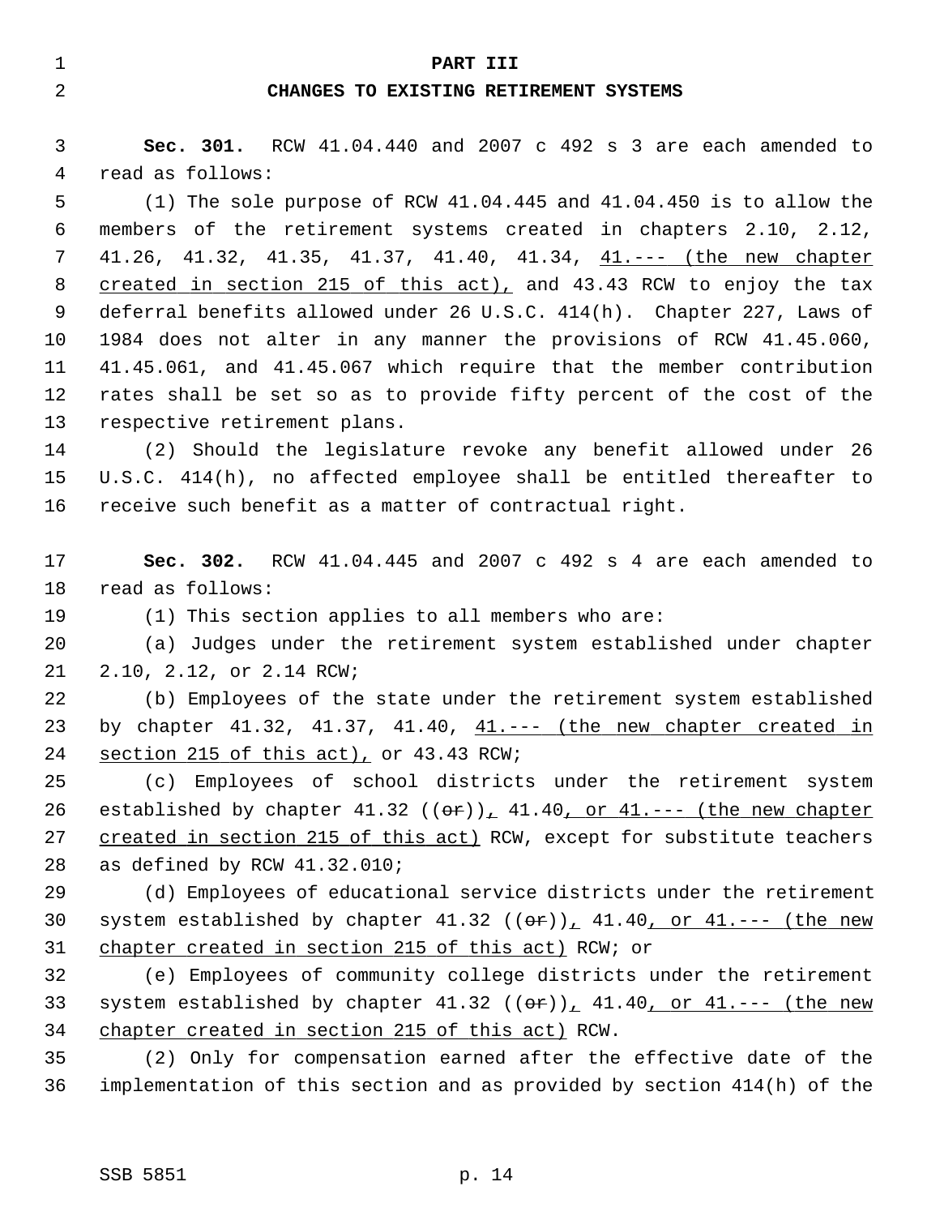**PART III**

**CHANGES TO EXISTING RETIREMENT SYSTEMS**

**Sec. 301.** RCW 41.04.440 and 2007 c 492 s 3 are each amended to read as follows:

(1) The sole purpose of RCW 41.04.445 and 41.04.450 is to allow the members of the retirement systems created in chapters 2.10, 2.12, 41.26, 41.32, 41.35, 41.37, 41.40, 41.34, 41.--- (the new chapter created in section 215 of this act), and 43.43 RCW to enjoy the tax deferral benefits allowed under 26 U.S.C. 414(h). Chapter 227, Laws of 1984 does not alter in any manner the provisions of RCW 41.45.060, 41.45.061, and 41.45.067 which require that the member contribution rates shall be set so as to provide fifty percent of the cost of the respective retirement plans.

(2) Should the legislature revoke any benefit allowed under 26 U.S.C. 414(h), no affected employee shall be entitled thereafter to receive such benefit as a matter of contractual right.

**Sec. 302.** RCW 41.04.445 and 2007 c 492 s 4 are each amended to read as follows:

(1) This section applies to all members who are:

(a) Judges under the retirement system established under chapter 2.10, 2.12, or 2.14 RCW;

(b) Employees of the state under the retirement system established by chapter 41.32, 41.37, 41.40, 41.--- (the new chapter created in section 215 of this act), or 43.43 RCW;

(c) Employees of school districts under the retirement system established by chapter 41.32 ((~~or~~)), 41.40, or 41.--- (the new chapter created in section 215 of this act) RCW, except for substitute teachers as defined by RCW 41.32.010;

(d) Employees of educational service districts under the retirement system established by chapter 41.32 ((~~or~~)), 41.40, or 41.--- (the new chapter created in section 215 of this act) RCW; or

(e) Employees of community college districts under the retirement system established by chapter 41.32 ((~~or~~)), 41.40, or 41.--- (the new chapter created in section 215 of this act) RCW.

(2) Only for compensation earned after the effective date of the implementation of this section and as provided by section 414(h) of the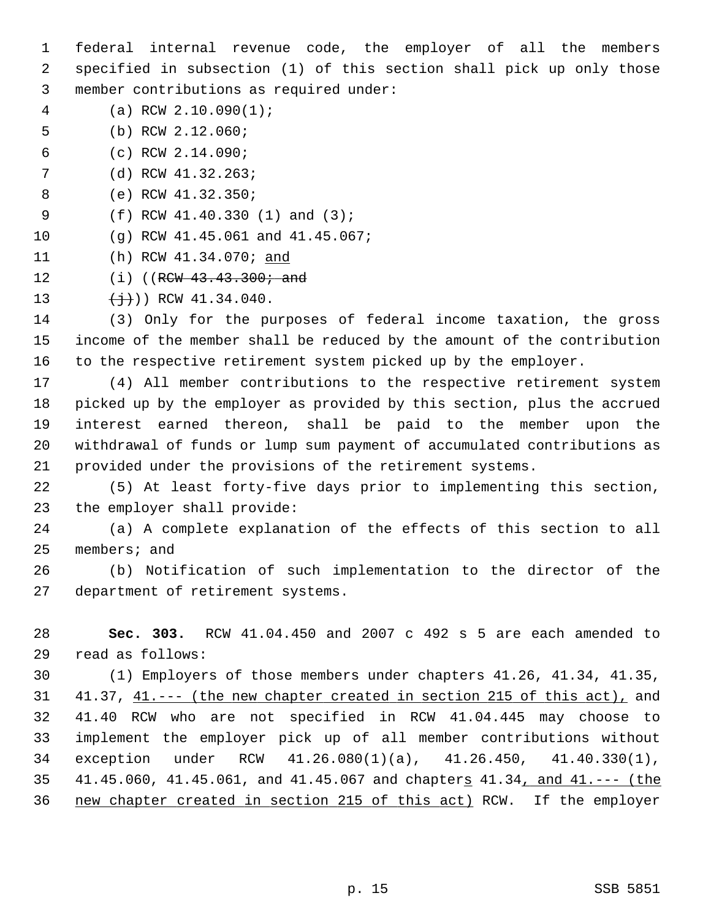federal internal revenue code, the employer of all the members specified in subsection (1) of this section shall pick up only those member contributions as required under:

(a) RCW 2.10.090(1);

(b) RCW 2.12.060;

(c) RCW 2.14.090;

(d) RCW 41.32.263;

(e) RCW 41.32.350;

(f) RCW 41.40.330 (1) and (3);

(g) RCW 41.45.061 and 41.45.067;

(h) RCW 41.34.070; <u>and</u>

(i) ((~~RCW 43.43.300; and~~

~~(j)~~)) RCW 41.34.040.

(3) Only for the purposes of federal income taxation, the gross income of the member shall be reduced by the amount of the contribution to the respective retirement system picked up by the employer.

(4) All member contributions to the respective retirement system picked up by the employer as provided by this section, plus the accrued interest earned thereon, shall be paid to the member upon the withdrawal of funds or lump sum payment of accumulated contributions as provided under the provisions of the retirement systems.

(5) At least forty-five days prior to implementing this section, the employer shall provide:

(a) A complete explanation of the effects of this section to all members; and

(b) Notification of such implementation to the director of the department of retirement systems.

**Sec. 303.** RCW 41.04.450 and 2007 c 492 s 5 are each amended to read as follows:

(1) Employers of those members under chapters 41.26, 41.34, 41.35, 41.37, <u>41.--- (the new chapter created in section 215 of this act),</u> and 41.40 RCW who are not specified in RCW 41.04.445 may choose to implement the employer pick up of all member contributions without exception under RCW 41.26.080(1)(a), 41.26.450, 41.40.330(1), 41.45.060, 41.45.061, and 41.45.067 and chapter<u>s</u> 41.34<u>, and 41.--- (the new chapter created in section 215 of this act)</u> RCW. If the employer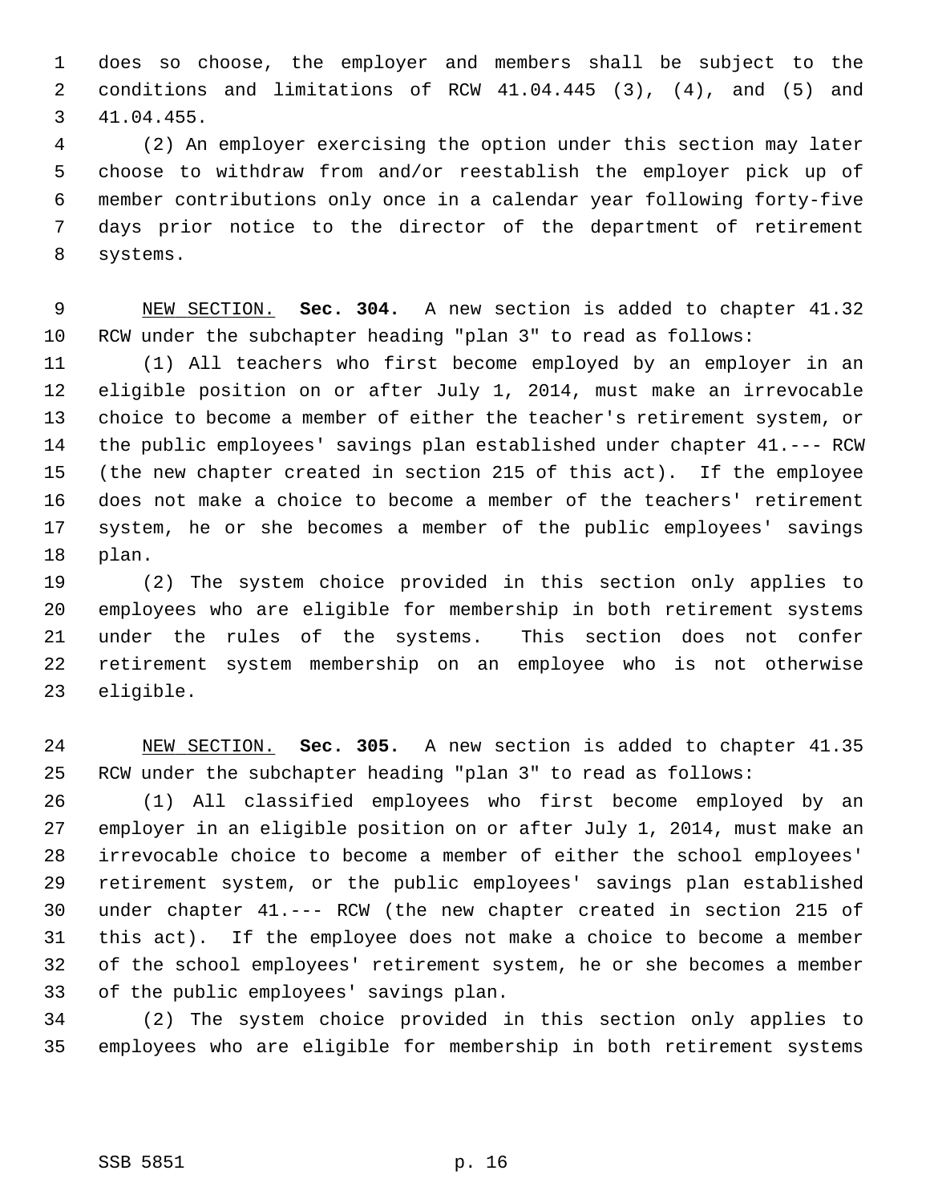does so choose, the employer and members shall be subject to the conditions and limitations of RCW 41.04.445 (3), (4), and (5) and 41.04.455.

(2) An employer exercising the option under this section may later choose to withdraw from and/or reestablish the employer pick up of member contributions only once in a calendar year following forty-five days prior notice to the director of the department of retirement systems.

NEW SECTION. **Sec. 304.** A new section is added to chapter 41.32 RCW under the subchapter heading "plan 3" to read as follows:

(1) All teachers who first become employed by an employer in an eligible position on or after July 1, 2014, must make an irrevocable choice to become a member of either the teacher's retirement system, or the public employees' savings plan established under chapter 41.--- RCW (the new chapter created in section 215 of this act). If the employee does not make a choice to become a member of the teachers' retirement system, he or she becomes a member of the public employees' savings plan.

(2) The system choice provided in this section only applies to employees who are eligible for membership in both retirement systems under the rules of the systems. This section does not confer retirement system membership on an employee who is not otherwise eligible.

NEW SECTION. **Sec. 305.** A new section is added to chapter 41.35 RCW under the subchapter heading "plan 3" to read as follows:

(1) All classified employees who first become employed by an employer in an eligible position on or after July 1, 2014, must make an irrevocable choice to become a member of either the school employees' retirement system, or the public employees' savings plan established under chapter 41.--- RCW (the new chapter created in section 215 of this act). If the employee does not make a choice to become a member of the school employees' retirement system, he or she becomes a member of the public employees' savings plan.

(2) The system choice provided in this section only applies to employees who are eligible for membership in both retirement systems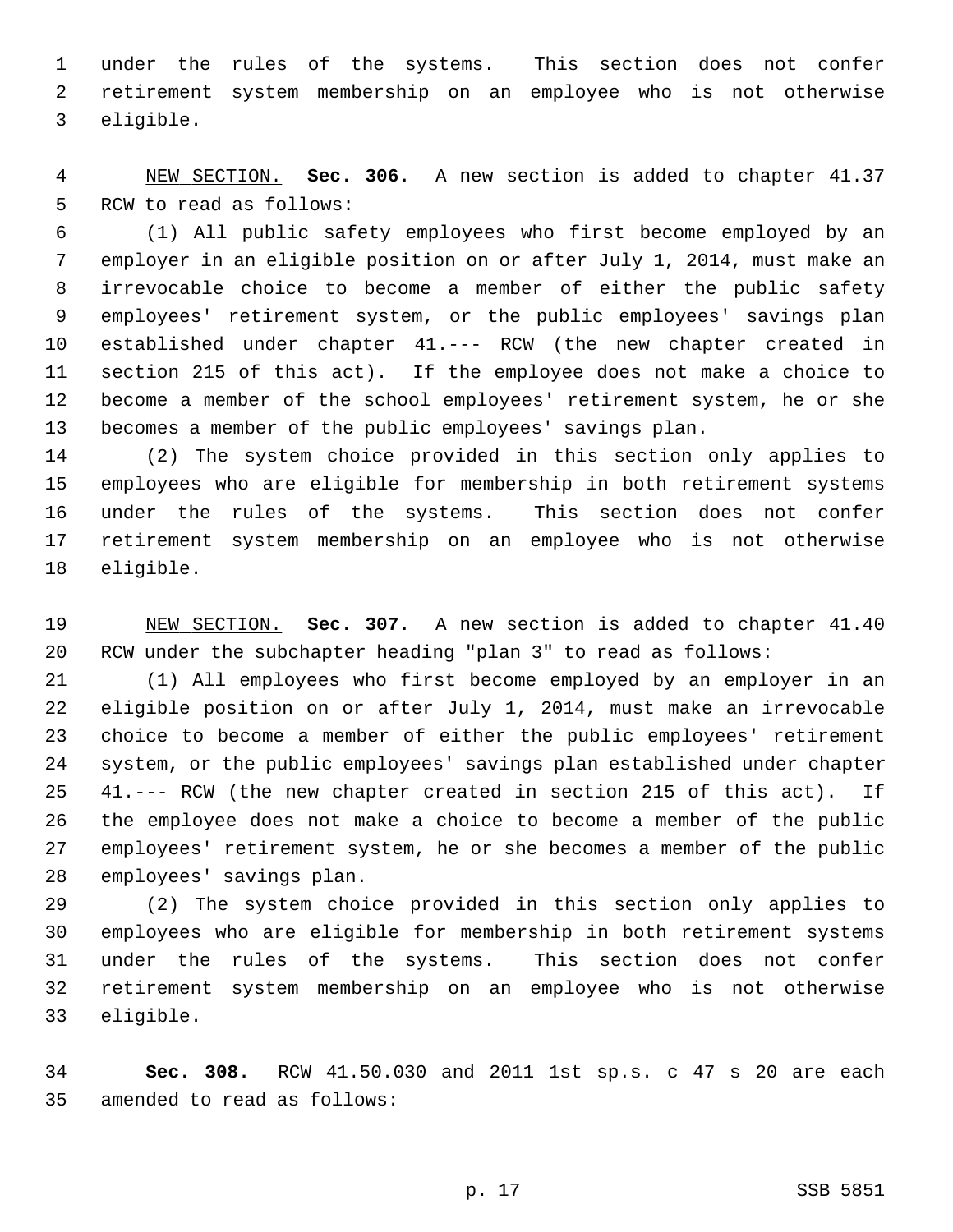under the rules of the systems. This section does not confer retirement system membership on an employee who is not otherwise eligible.

<u>NEW SECTION.</u> **Sec. 306.** A new section is added to chapter 41.37 RCW to read as follows:

(1) All public safety employees who first become employed by an employer in an eligible position on or after July 1, 2014, must make an irrevocable choice to become a member of either the public safety employees' retirement system, or the public employees' savings plan established under chapter 41.--- RCW (the new chapter created in section 215 of this act). If the employee does not make a choice to become a member of the school employees' retirement system, he or she becomes a member of the public employees' savings plan.

(2) The system choice provided in this section only applies to employees who are eligible for membership in both retirement systems under the rules of the systems. This section does not confer retirement system membership on an employee who is not otherwise eligible.

<u>NEW SECTION.</u> **Sec. 307.** A new section is added to chapter 41.40 RCW under the subchapter heading "plan 3" to read as follows:

(1) All employees who first become employed by an employer in an eligible position on or after July 1, 2014, must make an irrevocable choice to become a member of either the public employees' retirement system, or the public employees' savings plan established under chapter 41.--- RCW (the new chapter created in section 215 of this act). If the employee does not make a choice to become a member of the public employees' retirement system, he or she becomes a member of the public employees' savings plan.

(2) The system choice provided in this section only applies to employees who are eligible for membership in both retirement systems under the rules of the systems. This section does not confer retirement system membership on an employee who is not otherwise eligible.

**Sec. 308.** RCW 41.50.030 and 2011 1st sp.s. c 47 s 20 are each amended to read as follows: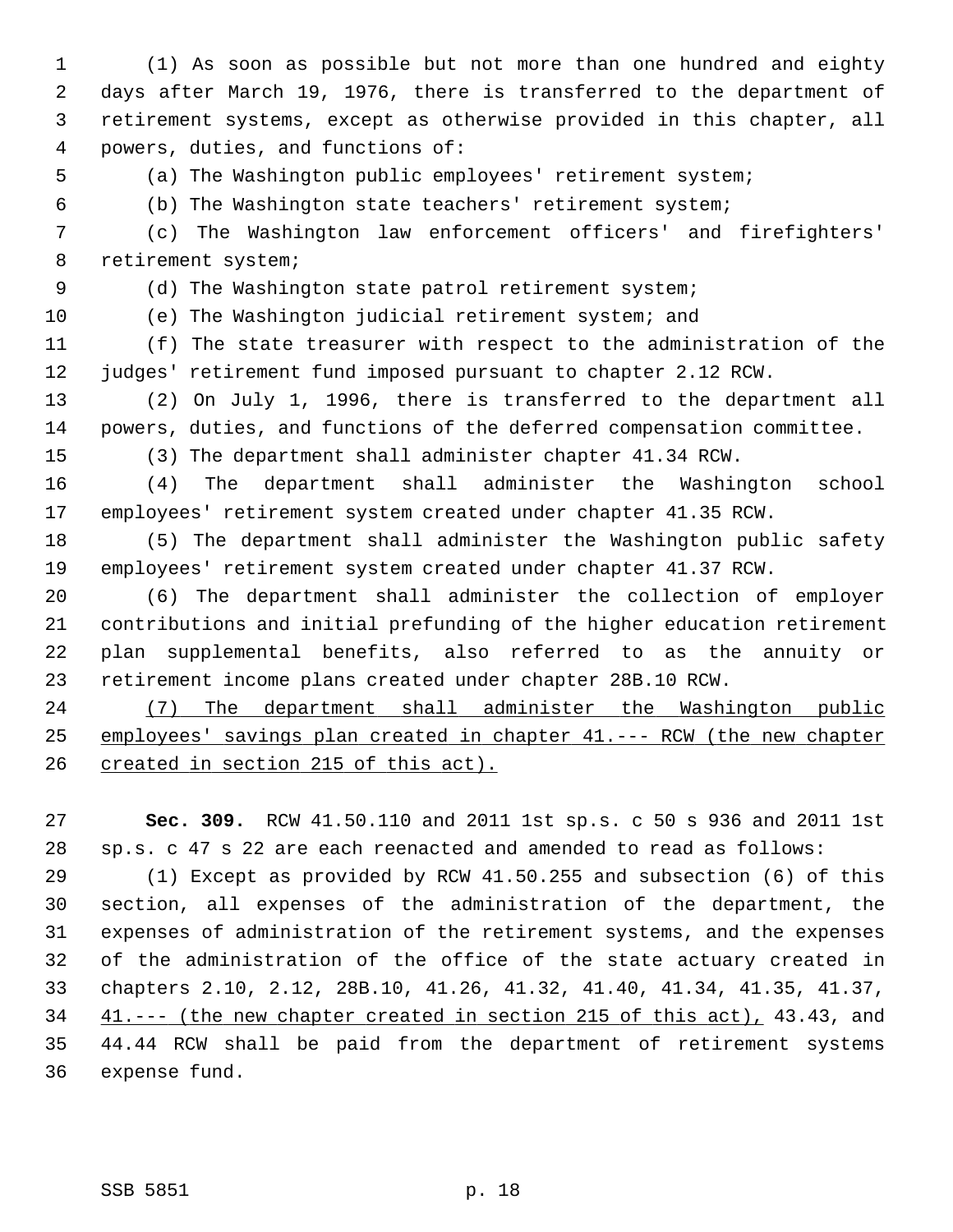(1) As soon as possible but not more than one hundred and eighty days after March 19, 1976, there is transferred to the department of retirement systems, except as otherwise provided in this chapter, all powers, duties, and functions of:

(a) The Washington public employees' retirement system;

(b) The Washington state teachers' retirement system;

(c) The Washington law enforcement officers' and firefighters' retirement system;

(d) The Washington state patrol retirement system;

(e) The Washington judicial retirement system; and

(f) The state treasurer with respect to the administration of the judges' retirement fund imposed pursuant to chapter 2.12 RCW.

(2) On July 1, 1996, there is transferred to the department all powers, duties, and functions of the deferred compensation committee.

(3) The department shall administer chapter 41.34 RCW.

(4) The department shall administer the Washington school employees' retirement system created under chapter 41.35 RCW.

(5) The department shall administer the Washington public safety employees' retirement system created under chapter 41.37 RCW.

(6) The department shall administer the collection of employer contributions and initial prefunding of the higher education retirement plan supplemental benefits, also referred to as the annuity or retirement income plans created under chapter 28B.10 RCW.

<u>(7) The department shall administer the Washington public employees' savings plan created in chapter 41.--- RCW (the new chapter created in section 215 of this act).</u>

**Sec. 309.** RCW 41.50.110 and 2011 1st sp.s. c 50 s 936 and 2011 1st sp.s. c 47 s 22 are each reenacted and amended to read as follows:

(1) Except as provided by RCW 41.50.255 and subsection (6) of this section, all expenses of the administration of the department, the expenses of administration of the retirement systems, and the expenses of the administration of the office of the state actuary created in chapters 2.10, 2.12, 28B.10, 41.26, 41.32, 41.40, 41.34, 41.35, 41.37, <u>41.--- (the new chapter created in section 215 of this act),</u> 43.43, and 44.44 RCW shall be paid from the department of retirement systems expense fund.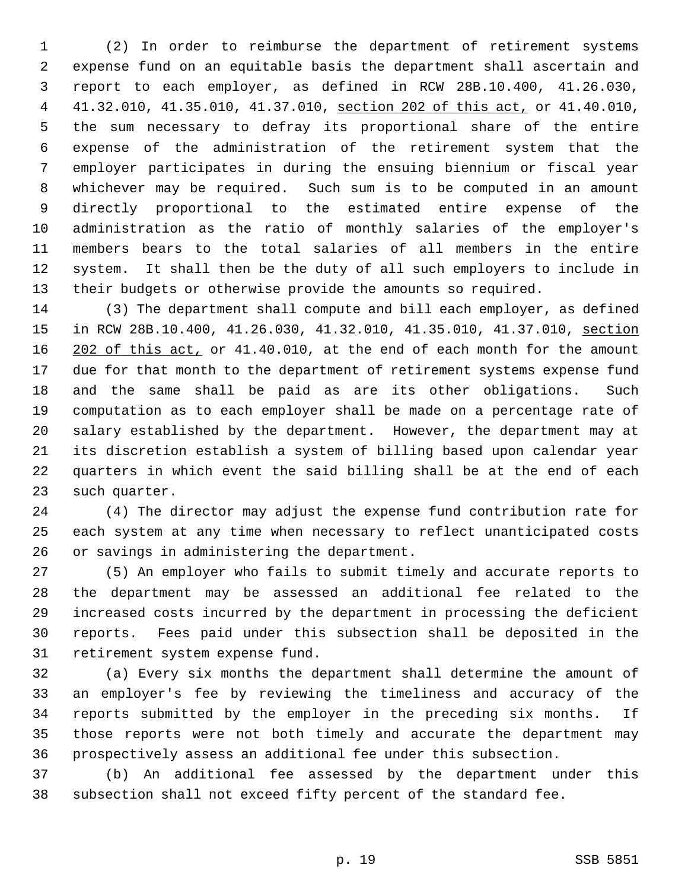(2) In order to reimburse the department of retirement systems expense fund on an equitable basis the department shall ascertain and report to each employer, as defined in RCW 28B.10.400, 41.26.030, 41.32.010, 41.35.010, 41.37.010, <u>section 202 of this act,</u> or 41.40.010, the sum necessary to defray its proportional share of the entire expense of the administration of the retirement system that the employer participates in during the ensuing biennium or fiscal year whichever may be required. Such sum is to be computed in an amount directly proportional to the estimated entire expense of the administration as the ratio of monthly salaries of the employer's members bears to the total salaries of all members in the entire system. It shall then be the duty of all such employers to include in their budgets or otherwise provide the amounts so required.

(3) The department shall compute and bill each employer, as defined in RCW 28B.10.400, 41.26.030, 41.32.010, 41.35.010, 41.37.010, <u>section 202 of this act,</u> or 41.40.010, at the end of each month for the amount due for that month to the department of retirement systems expense fund and the same shall be paid as are its other obligations. Such computation as to each employer shall be made on a percentage rate of salary established by the department. However, the department may at its discretion establish a system of billing based upon calendar year quarters in which event the said billing shall be at the end of each such quarter.

(4) The director may adjust the expense fund contribution rate for each system at any time when necessary to reflect unanticipated costs or savings in administering the department.

(5) An employer who fails to submit timely and accurate reports to the department may be assessed an additional fee related to the increased costs incurred by the department in processing the deficient reports. Fees paid under this subsection shall be deposited in the retirement system expense fund.

(a) Every six months the department shall determine the amount of an employer's fee by reviewing the timeliness and accuracy of the reports submitted by the employer in the preceding six months. If those reports were not both timely and accurate the department may prospectively assess an additional fee under this subsection.

(b) An additional fee assessed by the department under this subsection shall not exceed fifty percent of the standard fee.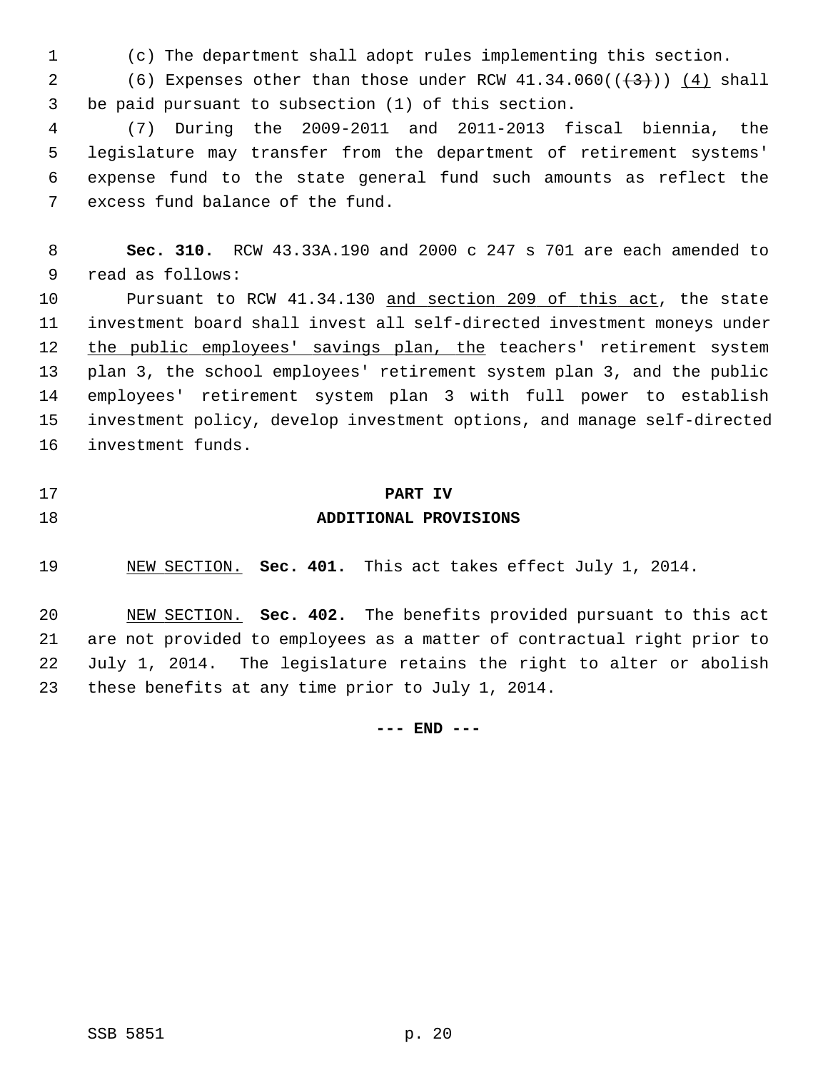(c) The department shall adopt rules implementing this section.

(6) Expenses other than those under RCW 41.34.060((~~(3)~~)) <u>(4)</u> shall be paid pursuant to subsection (1) of this section.

(7) During the 2009-2011 and 2011-2013 fiscal biennia, the legislature may transfer from the department of retirement systems' expense fund to the state general fund such amounts as reflect the excess fund balance of the fund.

**Sec. 310.** RCW 43.33A.190 and 2000 c 247 s 701 are each amended to read as follows:

Pursuant to RCW 41.34.130 <u>and section 209 of this act</u>, the state investment board shall invest all self-directed investment moneys under <u>the public employees' savings plan, the</u> teachers' retirement system plan 3, the school employees' retirement system plan 3, and the public employees' retirement system plan 3 with full power to establish investment policy, develop investment options, and manage self-directed investment funds.

## PART IV
## ADDITIONAL PROVISIONS

<u>NEW SECTION.</u> **Sec. 401.** This act takes effect July 1, 2014.

<u>NEW SECTION.</u> **Sec. 402.** The benefits provided pursuant to this act are not provided to employees as a matter of contractual right prior to July 1, 2014. The legislature retains the right to alter or abolish these benefits at any time prior to July 1, 2014.

**--- END ---**